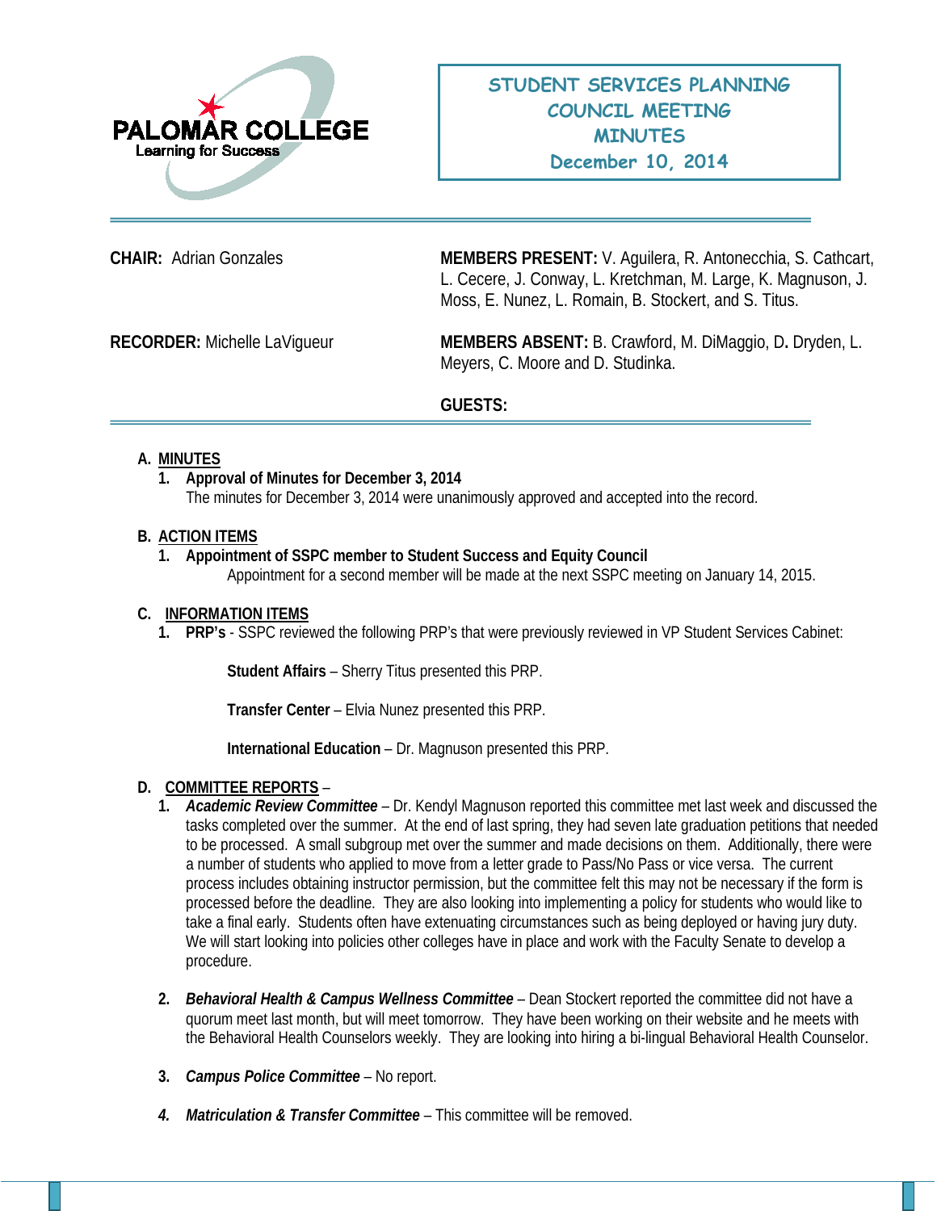PALOMAR COLLEGE
Learning for Success

# STUDENT SERVICES PLANNING COUNCIL MEETING MINUTES
## December 10, 2014

**CHAIR:** Adrian Gonzales

**MEMBERS PRESENT:** V. Aguilera, R. Antonecchia, S. Cathcart, L. Cecere, J. Conway, L. Kretchman, M. Large, K. Magnuson, J. Moss, E. Nunez, L. Romain, B. Stockert, and S. Titus.

**RECORDER:** Michelle LaVigueur

**MEMBERS ABSENT:** B. Crawford, M. DiMaggio, D. Dryden, L. Meyers, C. Moore and D. Studinka.

**GUESTS:**

---

A. **MINUTES**
   1. **Approval of Minutes for December 3, 2014**
      The minutes for December 3, 2014 were unanimously approved and accepted into the record.

B. **ACTION ITEMS**
   1. **Appointment of SSPC member to Student Success and Equity Council**
      Appointment for a second member will be made at the next SSPC meeting on January 14, 2015.

C. **INFORMATION ITEMS**
   1. **PRP's** - SSPC reviewed the following PRP's that were previously reviewed in VP Student Services Cabinet:

      **Student Affairs** – Sherry Titus presented this PRP.

      **Transfer Center** – Elvia Nunez presented this PRP.

      **International Education** – Dr. Magnuson presented this PRP.

D. **COMMITTEE REPORTS** –
   1. ***Academic Review Committee*** – Dr. Kendyl Magnuson reported this committee met last week and discussed the tasks completed over the summer. At the end of last spring, they had seven late graduation petitions that needed to be processed. A small subgroup met over the summer and made decisions on them. Additionally, there were a number of students who applied to move from a letter grade to Pass/No Pass or vice versa. The current process includes obtaining instructor permission, but the committee felt this may not be necessary if the form is processed before the deadline. They are also looking into implementing a policy for students who would like to take a final early. Students often have extenuating circumstances such as being deployed or having jury duty. We will start looking into policies other colleges have in place and work with the Faculty Senate to develop a procedure.

   2. ***Behavioral Health & Campus Wellness Committee*** – Dean Stockert reported the committee did not have a quorum meet last month, but will meet tomorrow. They have been working on their website and he meets with the Behavioral Health Counselors weekly. They are looking into hiring a bi-lingual Behavioral Health Counselor.

   3. ***Campus Police Committee*** – No report.

   4. ***Matriculation & Transfer Committee*** – This committee will be removed.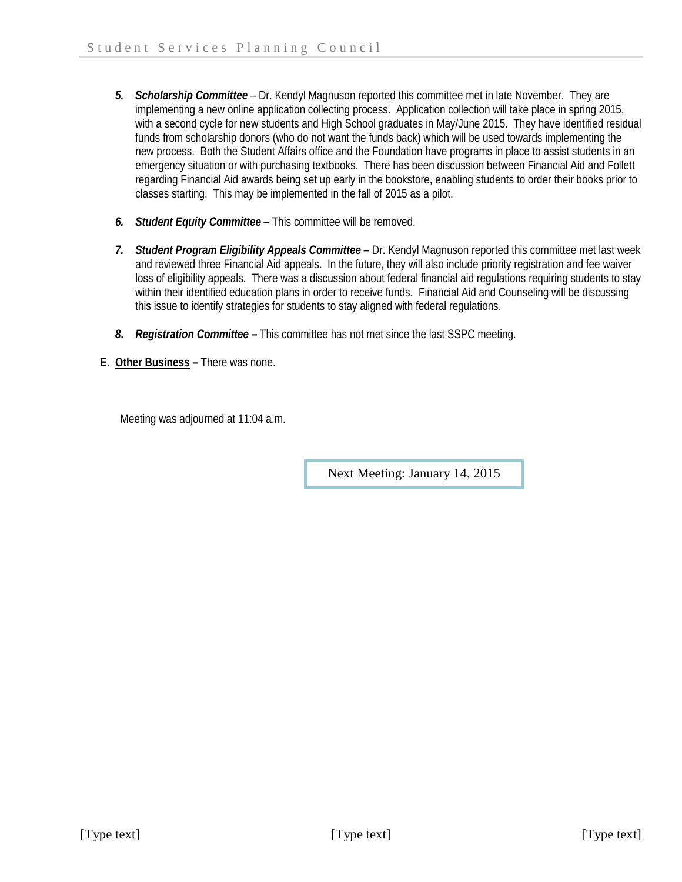5. ***Scholarship Committee*** – Dr. Kendyl Magnuson reported this committee met in late November. They are implementing a new online application collecting process. Application collection will take place in spring 2015, with a second cycle for new students and High School graduates in May/June 2015. They have identified residual funds from scholarship donors (who do not want the funds back) which will be used towards implementing the new process. Both the Student Affairs office and the Foundation have programs in place to assist students in an emergency situation or with purchasing textbooks. There has been discussion between Financial Aid and Follett regarding Financial Aid awards being set up early in the bookstore, enabling students to order their books prior to classes starting. This may be implemented in the fall of 2015 as a pilot.

6. ***Student Equity Committee*** – This committee will be removed.

7. ***Student Program Eligibility Appeals Committee*** – Dr. Kendyl Magnuson reported this committee met last week and reviewed three Financial Aid appeals. In the future, they will also include priority registration and fee waiver loss of eligibility appeals. There was a discussion about federal financial aid regulations requiring students to stay within their identified education plans in order to receive funds. Financial Aid and Counseling will be discussing this issue to identify strategies for students to stay aligned with federal regulations.

8. ***Registration Committee –*** This committee has not met since the last SSPC meeting.

**E. Other Business –** There was none.

Meeting was adjourned at 11:04 a.m.

Next Meeting: January 14, 2015